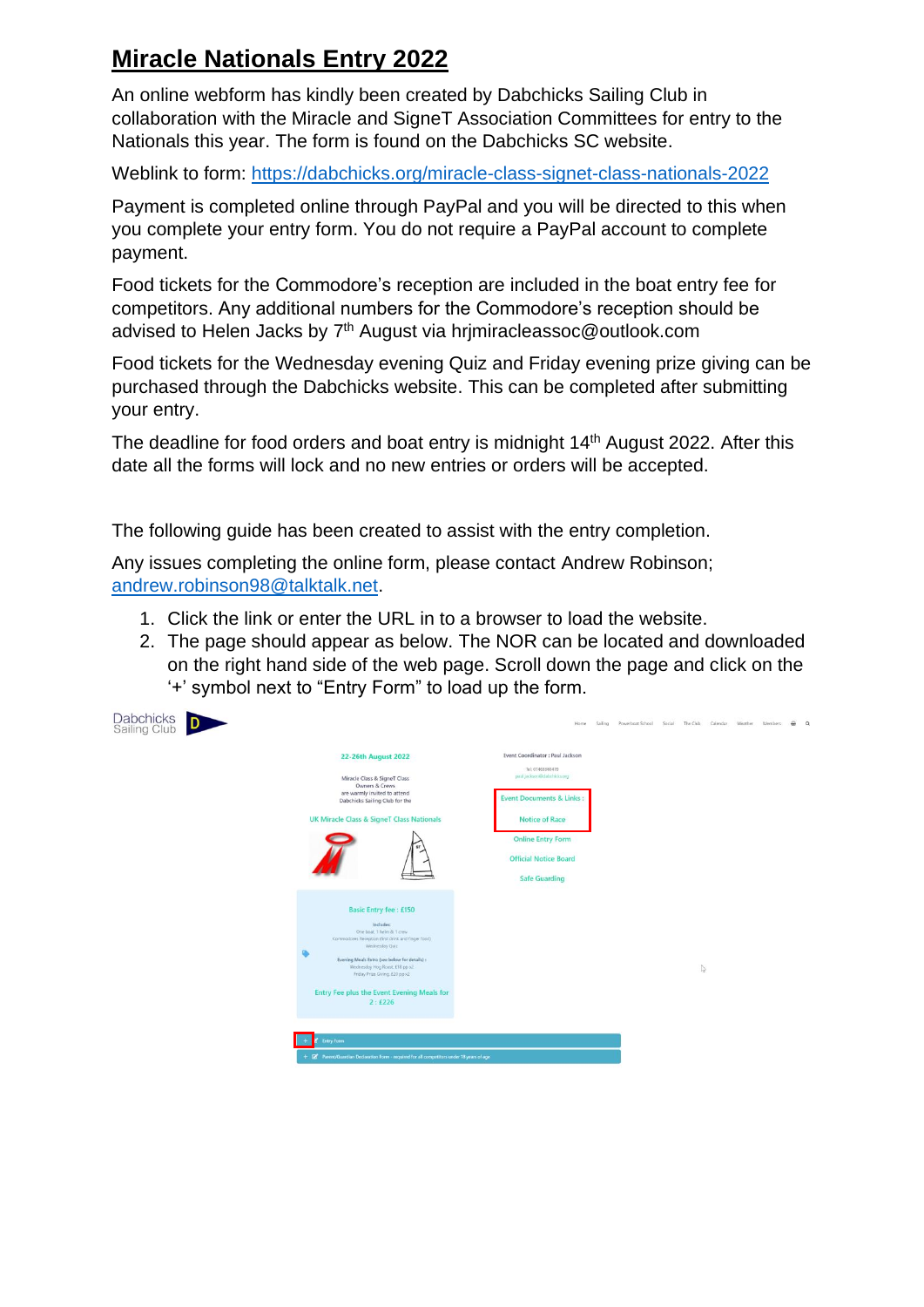# Miracle Nationals Entry 2022

An online webform has kindly been created by Dabchicks Sailing Club in collaboration with the Miracle and SigneT Association Committees for entry to the Nationals this year. The form is found on the Dabchicks SC website.

Weblink to form: https://dabchicks.org/miracle-class-signet-class-nationals-2022

Payment is completed online through PayPal and you will be directed to this when you complete your entry form. You do not require a PayPal account to complete payment.

Food tickets for the Commodore's reception are included in the boat entry fee for competitors. Any additional numbers for the Commodore's reception should be advised to Helen Jacks by 7th August via hrjmiracleassoc@outlook.com

Food tickets for the Wednesday evening Quiz and Friday evening prize giving can be purchased through the Dabchicks website. This can be completed after submitting your entry.

The deadline for food orders and boat entry is midnight 14th August 2022. After this date all the forms will lock and no new entries or orders will be accepted.

The following guide has been created to assist with the entry completion.

Any issues completing the online form, please contact Andrew Robinson; andrew.robinson98@talktalk.net.

1. Click the link or enter the URL in to a browser to load the website.
2. The page should appear as below. The NOR can be located and downloaded on the right hand side of the web page. Scroll down the page and click on the '+' symbol next to "Entry Form" to load up the form.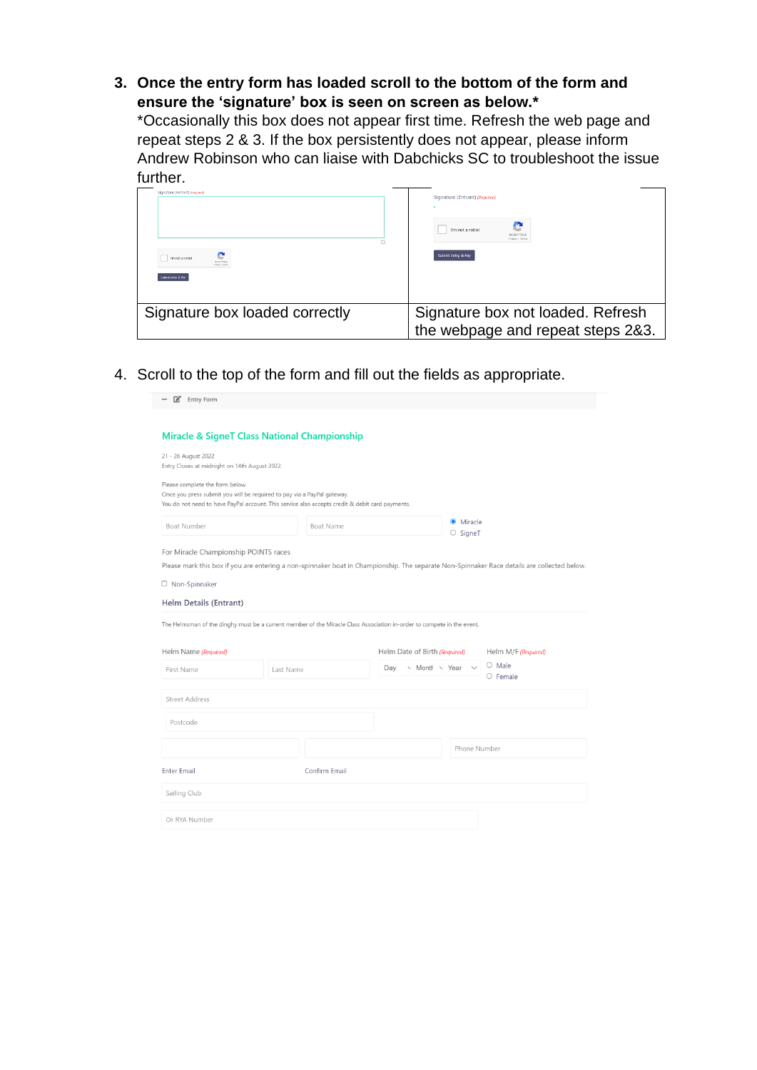3. **Once the entry form has loaded scroll to the bottom of the form and ensure the 'signature' box is seen on screen as below.***
   *Occasionally this box does not appear first time. Refresh the web page and repeat steps 2 & 3. If the box persistently does not appear, please inform Andrew Robinson who can liaise with Dabchicks SC to troubleshoot the issue further.

| Signature (Entrant) (Required)<br>I'm not a robot<br>Submit Entry & Pay | Signature (Entrant) (Required)<br>I'm not a robot<br>Submit Entry & Pay |
|---|---|
| Signature box loaded correctly | Signature box not loaded. Refresh the webpage and repeat steps 2&3. |

4. Scroll to the top of the form and fill out the fields as appropriate.

Entry Form

**Miracle & SigneT Class National Championship**

21 - 26 August 2022
Entry Closes at midnight on 14th August 2022.

Please complete the form below.
Once you press submit you will be required to pay via a PayPal gateway.
You do not need to have PayPal account. This service also accepts credit & debit card payments.

Boat Number | Boat Name | ◉ Miracle ○ SigneT

For Miracle Championship POINTS races

Please mark this box if you are entering a non-spinnaker boat in Championship. The separate Non-Spinnaker Race details are collected below.

☐ Non-Spinnaker

**Helm Details (Entrant)**

The Helmsman of the dinghy must be a current member of the Miracle Class Association in-order to compete in the event.

Helm Name (Required) | Helm Date of Birth (Required) | Helm M/F (Required)

First Name | Last Name | Day | Month | Year | ○ Male ○ Female

Street Address

Postcode

Phone Number

Enter Email | Confirm Email

Sailing Club

Or RYA Number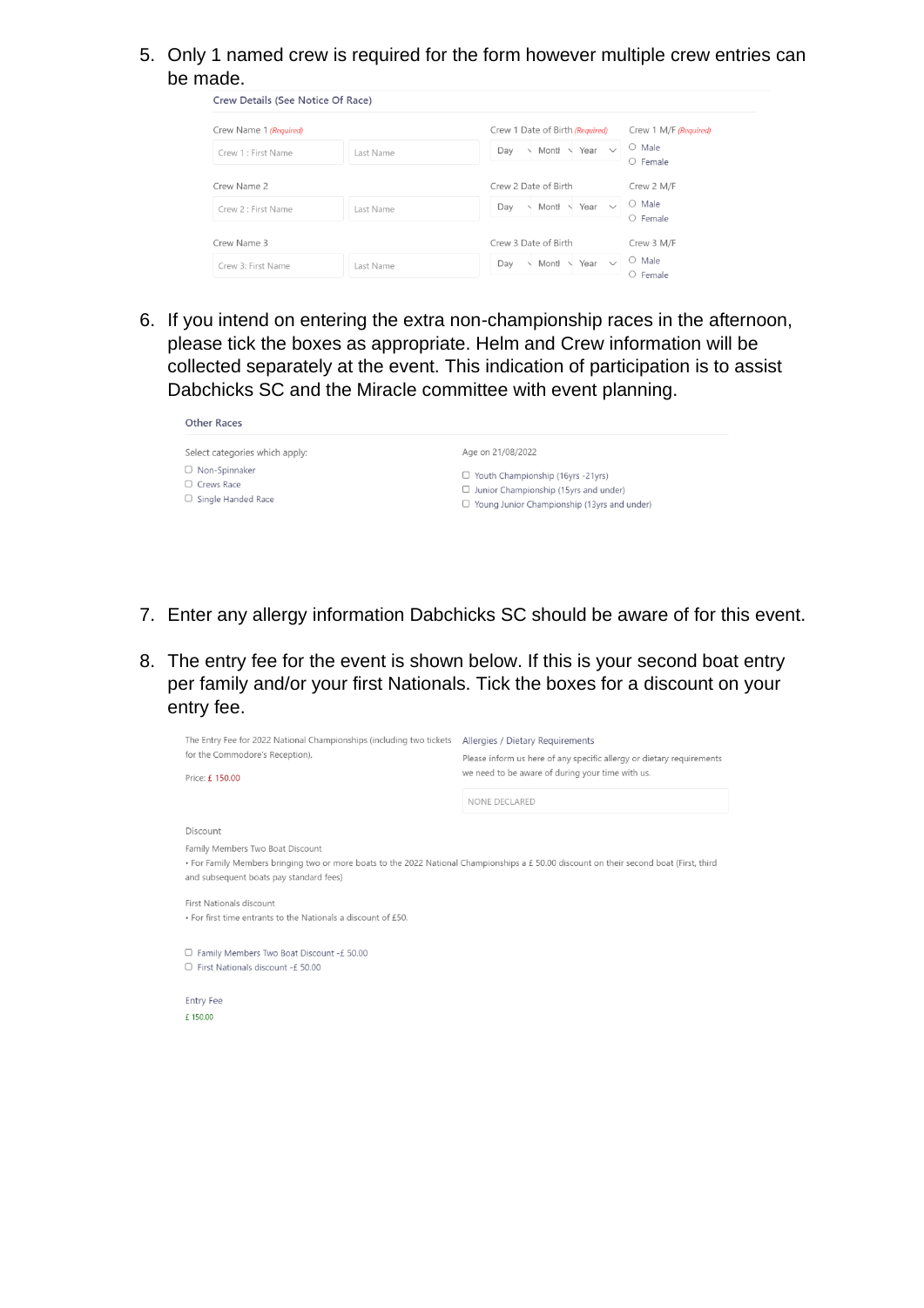5. Only 1 named crew is required for the form however multiple crew entries can be made.

**Crew Details (See Notice Of Race)**

| Crew Name 1 *(Required)* | | Crew 1 Date of Birth *(Required)* | Crew 1 M/F *(Required)* |
|---|---|---|---|
| Crew 1 : First Name | Last Name | Day / Month / Year | ○ Male ○ Female |
| **Crew Name 2** | | **Crew 2 Date of Birth** | **Crew 2 M/F** |
| Crew 2 : First Name | Last Name | Day / Month / Year | ○ Male ○ Female |
| **Crew Name 3** | | **Crew 3 Date of Birth** | **Crew 3 M/F** |
| Crew 3: First Name | Last Name | Day / Month / Year | ○ Male ○ Female |

6. If you intend on entering the extra non-championship races in the afternoon, please tick the boxes as appropriate. Helm and Crew information will be collected separately at the event. This indication of participation is to assist Dabchicks SC and the Miracle committee with event planning.

**Other Races**

Select categories which apply:

- ☐ Non-Spinnaker
- ☐ Crews Race
- ☐ Single Handed Race

Age on 21/08/2022

- ☐ Youth Championship (16yrs -21yrs)
- ☐ Junior Championship (15yrs and under)
- ☐ Young Junior Championship (13yrs and under)

7. Enter any allergy information Dabchicks SC should be aware of for this event.

8. The entry fee for the event is shown below. If this is your second boat entry per family and/or your first Nationals. Tick the boxes for a discount on your entry fee.

The Entry Fee for 2022 National Championships (including two tickets for the Commodore's Reception).

Price: £ 150.00

**Allergies / Dietary Requirements**

Please inform us here of any specific allergy or dietary requirements we need to be aware of during your time with us.

NONE DECLARED

Discount

Family Members Two Boat Discount

• For Family Members bringing two or more boats to the 2022 National Championships a £ 50.00 discount on their second boat (First, third and subsequent boats pay standard fees)

First Nationals discount

• For first time entrants to the Nationals a discount of £50.

- ☐ Family Members Two Boat Discount -£ 50.00
- ☐ First Nationals discount -£ 50.00

Entry Fee

£ 150.00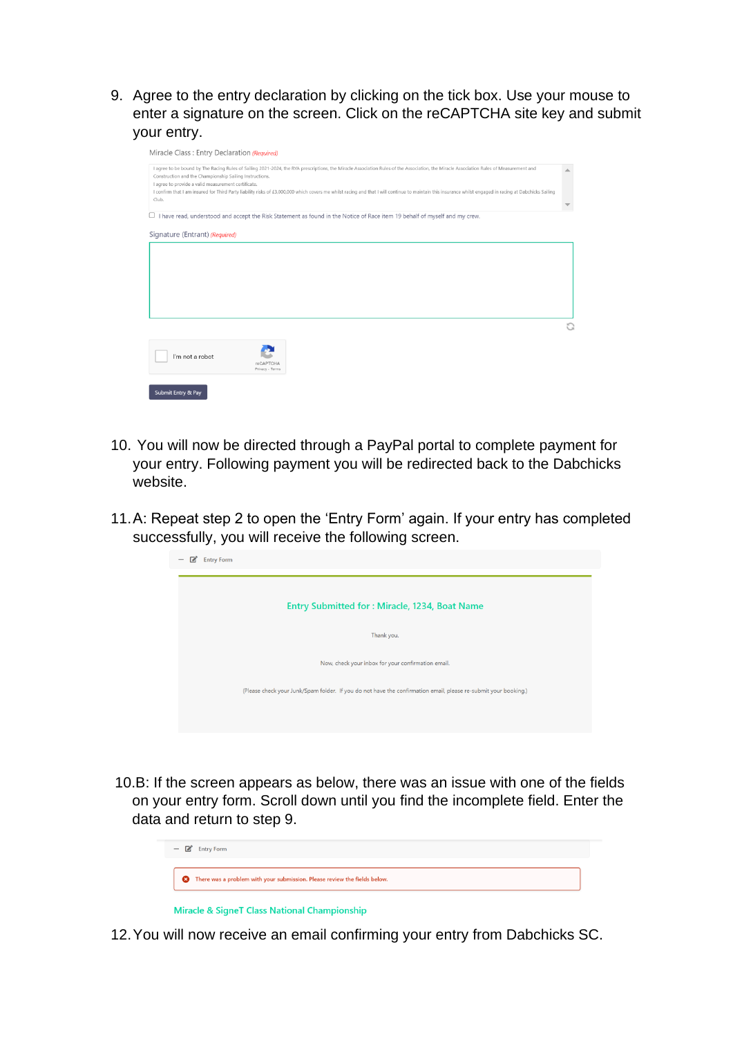9. Agree to the entry declaration by clicking on the tick box. Use your mouse to enter a signature on the screen. Click on the reCAPTCHA site key and submit your entry.

Miracle Class : Entry Declaration *(Required)*

I agree to be bound by The Racing Rules of Sailing 2021-2024, the RYA prescriptions, the Miracle Association Rules of the Association, the Miracle Association Rules of Measurement and Construction and the Championship Sailing Instructions.
I agree to provide a valid measurement certificate.
I confirm that I am insured for Third Party liability risks of £3,000,000 which covers me whilst racing and that I will continue to maintain this insurance whilst engaged in racing at Dabchicks Sailing Club.

☐ I have read, understood and accept the Risk Statement as found in the Notice of Race item 19 behalf of myself and my crew.

Signature (Entrant) *(Required)*

I'm not a robot

reCAPTCHA
Privacy - Terms

Submit Entry & Pay

10. You will now be directed through a PayPal portal to complete payment for your entry. Following payment you will be redirected back to the Dabchicks website.

11. A: Repeat step 2 to open the 'Entry Form' again. If your entry has completed successfully, you will receive the following screen.

Entry Form

Entry Submitted for : Miracle, 1234, Boat Name

Thank you.

Now, check your inbox for your confirmation email.

(Please check your Junk/Spam folder. If you do not have the confirmation email, please re-submit your booking.)

10.B: If the screen appears as below, there was an issue with one of the fields on your entry form. Scroll down until you find the incomplete field. Enter the data and return to step 9.

Entry Form

There was a problem with your submission. Please review the fields below.

Miracle & SigneT Class National Championship

12. You will now receive an email confirming your entry from Dabchicks SC.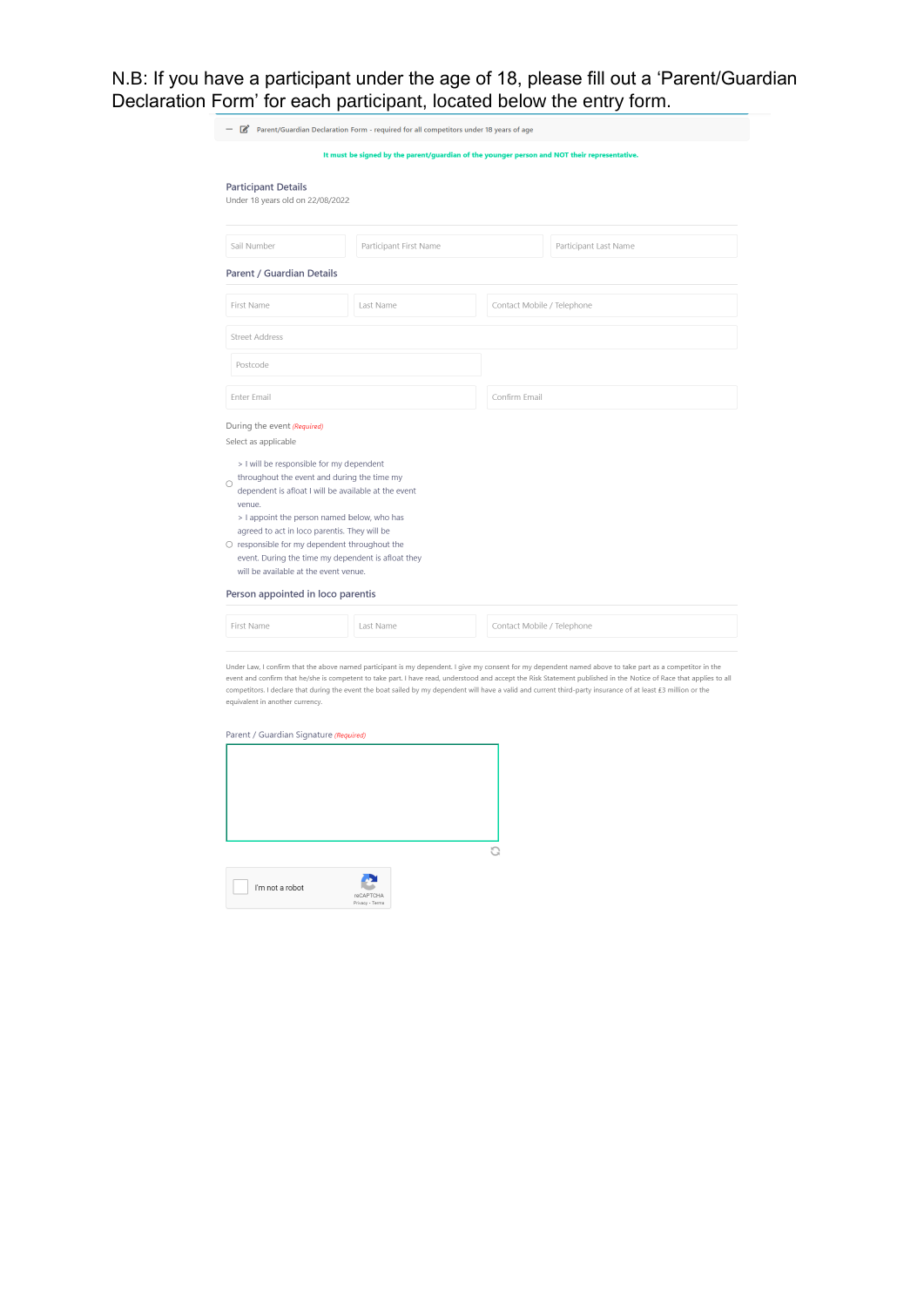N.B: If you have a participant under the age of 18, please fill out a 'Parent/Guardian Declaration Form' for each participant, located below the entry form.

Parent/Guardian Declaration Form - required for all competitors under 18 years of age

**It must be signed by the parent/guardian of the younger person and NOT their representative.**

### Participant Details

Under 18 years old on 22/08/2022

Sail Number | Participant First Name | Participant Last Name

### Parent / Guardian Details

First Name | Last Name | Contact Mobile / Telephone

Street Address

Postcode

Enter Email | Confirm Email

During the event *(Required)*

Select as applicable

- ○ > I will be responsible for my dependent throughout the event and during the time my dependent is afloat I will be available at the event venue.
- ○ > I appoint the person named below, who has agreed to act in loco parentis. They will be responsible for my dependent throughout the event. During the time my dependent is afloat they will be available at the event venue.

### Person appointed in loco parentis

First Name | Last Name | Contact Mobile / Telephone

Under Law, I confirm that the above named participant is my dependent. I give my consent for my dependent named above to take part as a competitor in the event and confirm that he/she is competent to take part. I have read, understood and accept the Risk Statement published in the Notice of Race that applies to all competitors. I declare that during the event the boat sailed by my dependent will have a valid and current third-party insurance of at least £3 million or the equivalent in another currency.

Parent / Guardian Signature *(Required)*

I'm not a robot

reCAPTCHA

Privacy - Terms